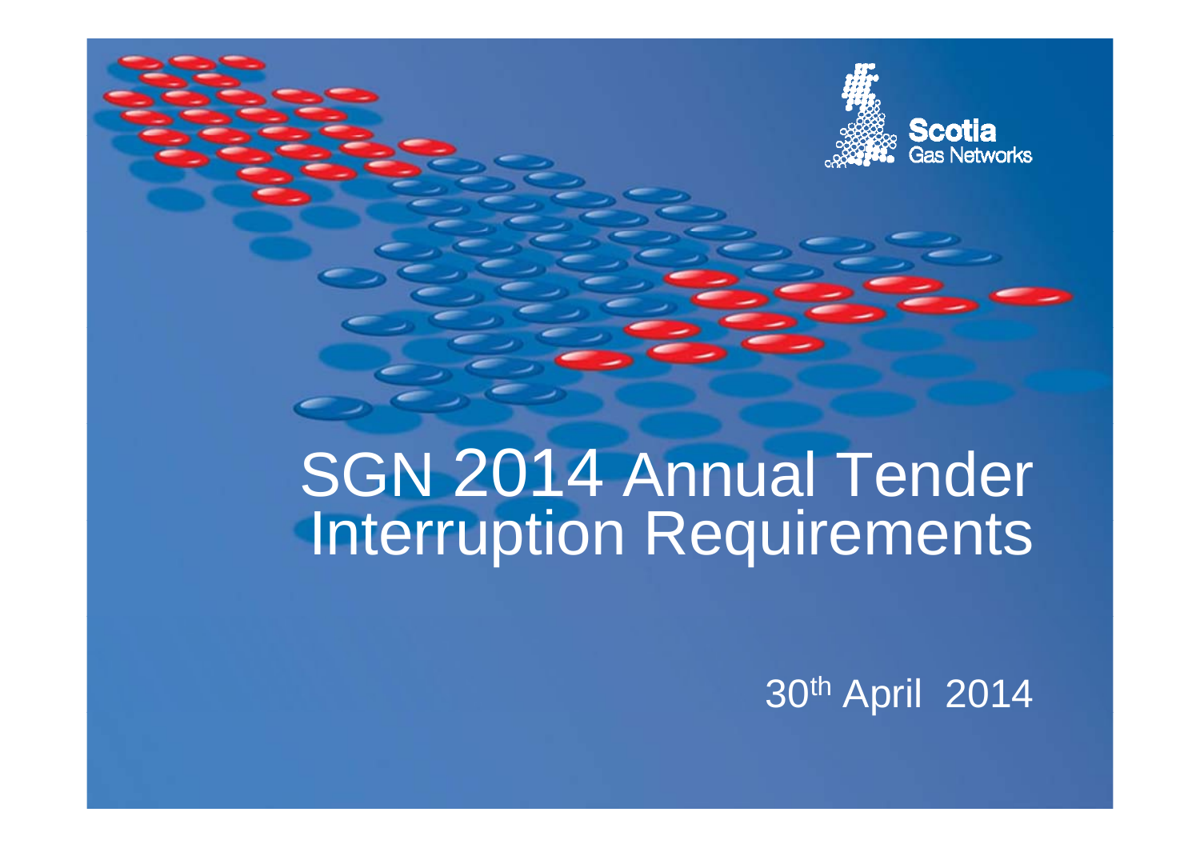Scotia Gas Networks

# SGN 2014 Annual Tender Interruption Requirements

30th April 2014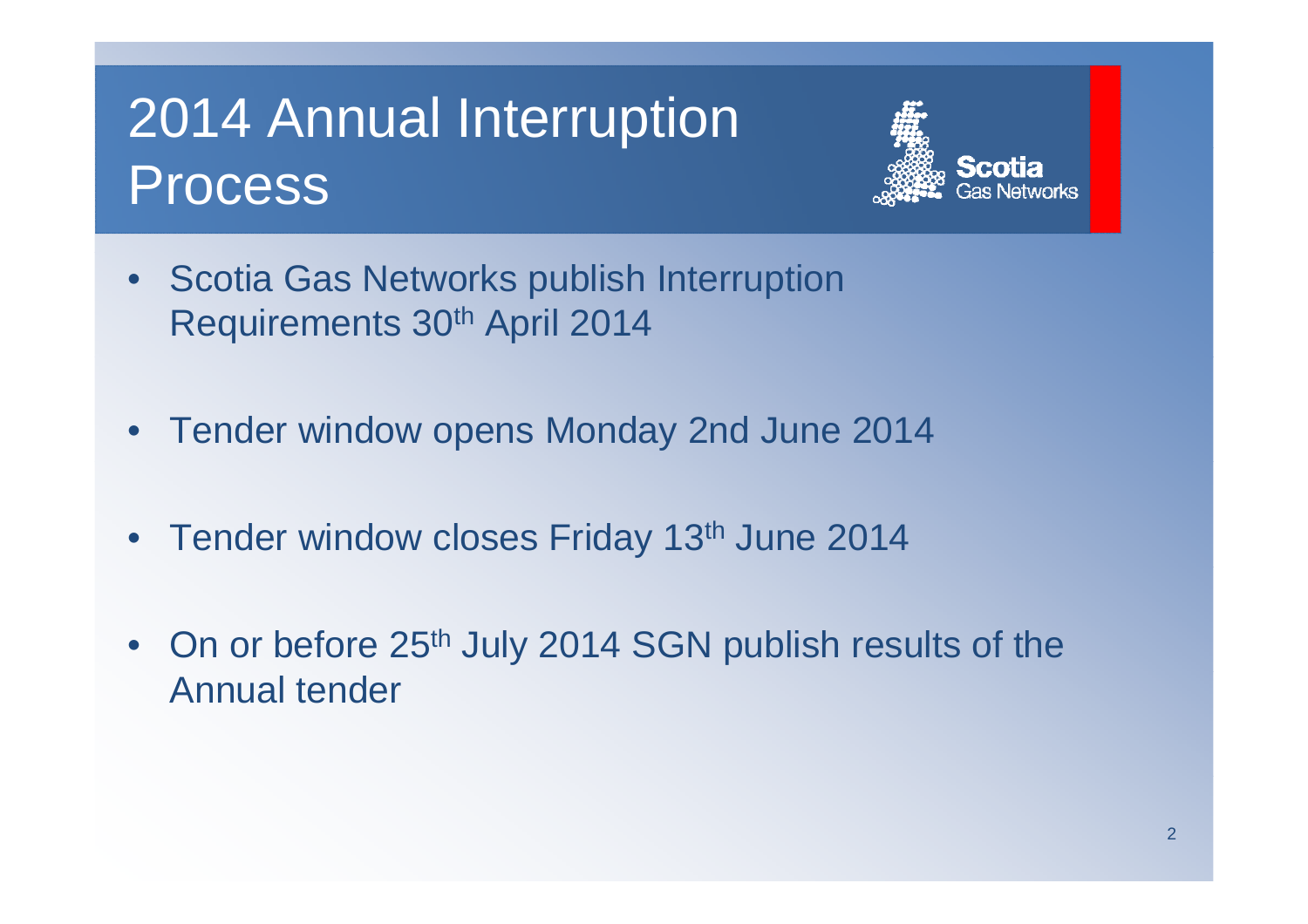# 2014 Annual Interruption Process

- Scotia Gas Networks publish Interruption Requirements 30th April 2014
- Tender window opens Monday 2nd June 2014
- Tender window closes Friday 13th June 2014
- On or before 25th July 2014 SGN publish results of the Annual tender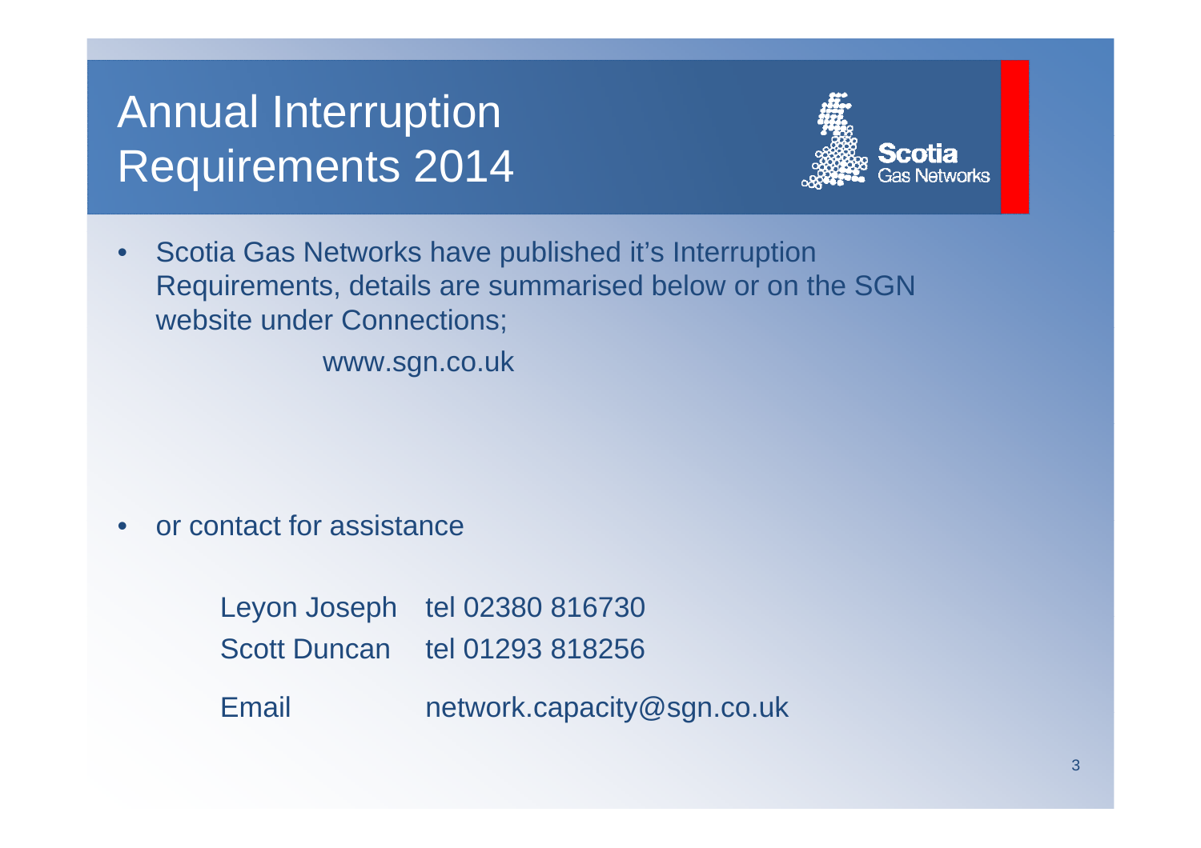# Annual Interruption Requirements 2014

Scotia Gas Networks

- Scotia Gas Networks have published it's Interruption Requirements, details are summarised below or on the SGN website under Connections;

  www.sgn.co.uk

- or contact for assistance

| | |
|---|---|
| Leyon Joseph | tel 02380 816730 |
| Scott Duncan | tel 01293 818256 |
| Email | network.capacity@sgn.co.uk |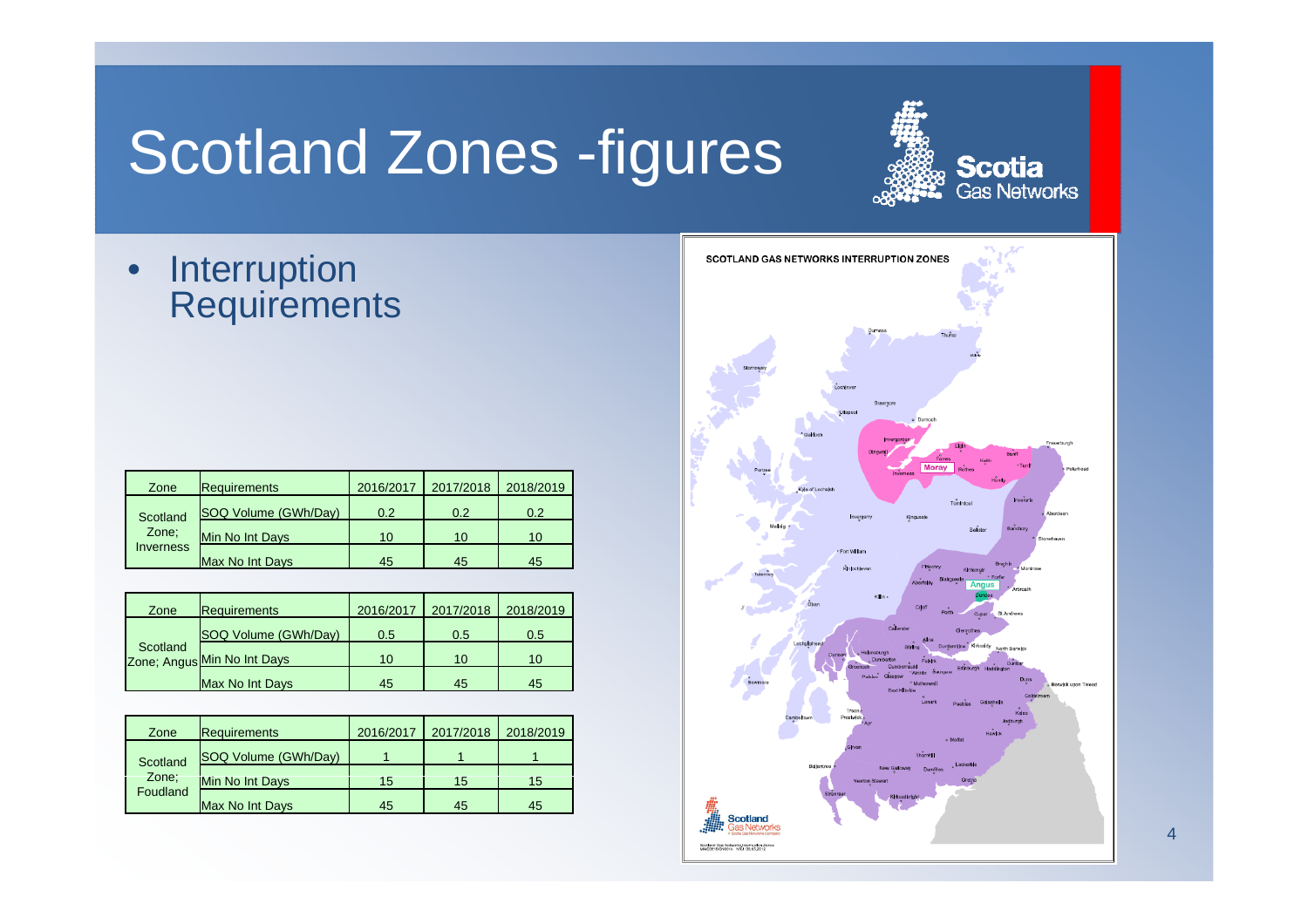# Scotland Zones -figures

- Interruption Requirements

| Zone | Requirements | 2016/2017 | 2017/2018 | 2018/2019 |
|---|---|---|---|---|
| Scotland Zone; Inverness | SOQ Volume (GWh/Day) | 0.2 | 0.2 | 0.2 |
| | Min No Int Days | 10 | 10 | 10 |
| | Max No Int Days | 45 | 45 | 45 |

| Zone | Requirements | 2016/2017 | 2017/2018 | 2018/2019 |
|---|---|---|---|---|
| Scotland Zone; Angus | SOQ Volume (GWh/Day) | 0.5 | 0.5 | 0.5 |
| | Min No Int Days | 10 | 10 | 10 |
| | Max No Int Days | 45 | 45 | 45 |

| Zone | Requirements | 2016/2017 | 2017/2018 | 2018/2019 |
|---|---|---|---|---|
| Scotland Zone; Foudland | SOQ Volume (GWh/Day) | 1 | 1 | 1 |
| | Min No Int Days | 15 | 15 | 15 |
| | Max No Int Days | 45 | 45 | 45 |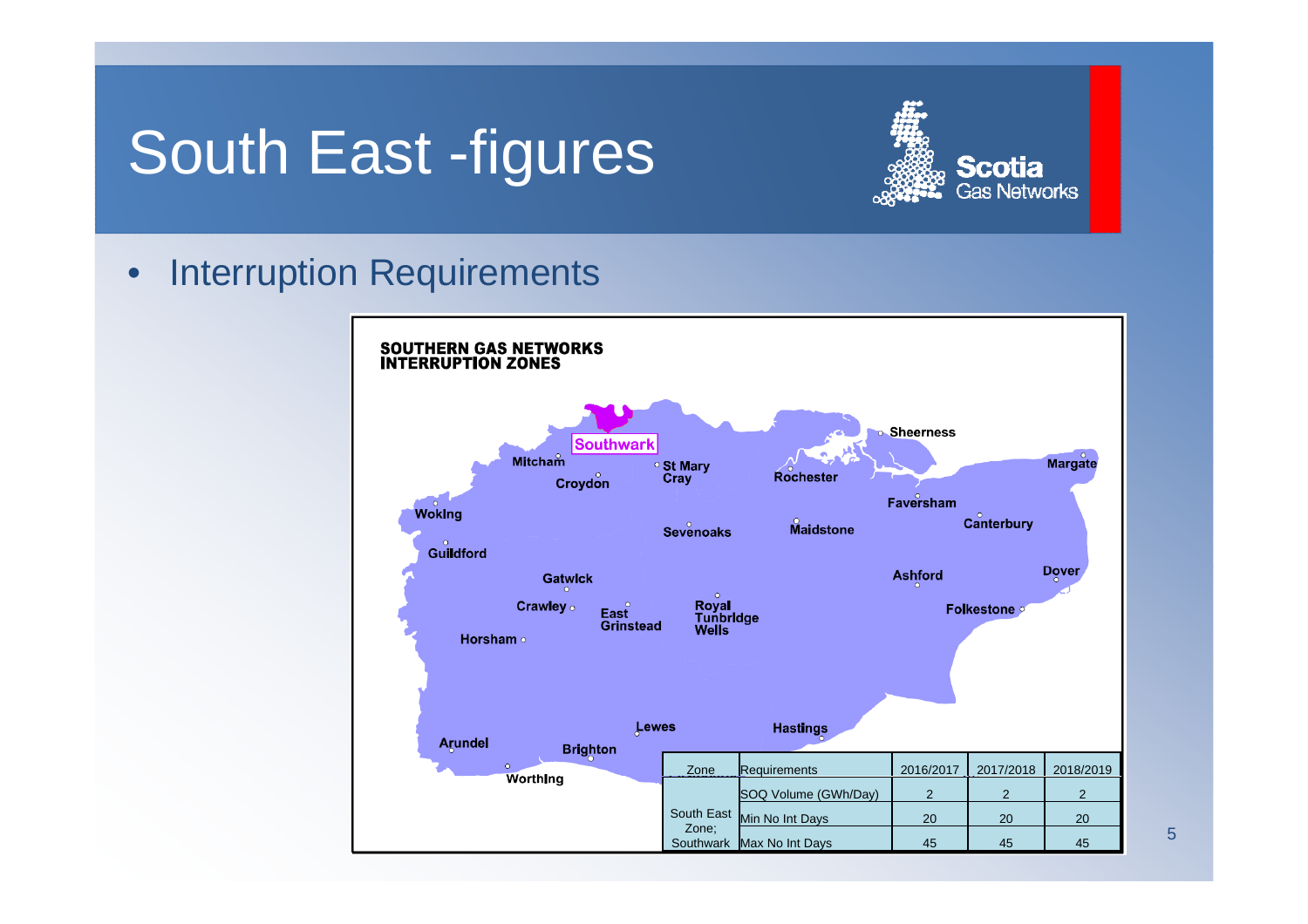# South East -figures

Scotia Gas Networks

- Interruption Requirements

SOUTHERN GAS NETWORKS
INTERRUPTION ZONES

Southwark
Mitcham
Croydon
St Mary Cray
Rochester
Sheerness
Margate
Faversham
Canterbury
Woking
Sevenoaks
Maidstone
Guildford
Gatwick
Ashford
Dover
Crawley
East Grinstead
Royal Tunbridge Wells
Folkestone
Horsham
Lewes
Hastings
Arundel
Brighton
Worthing

| Zone | Requirements | 2016/2017 | 2017/2018 | 2018/2019 |
|---|---|---|---|---|
| South East Zone; Southwark | SOQ Volume (GWh/Day) | 2 | 2 | 2 |
| | Min No Int Days | 20 | 20 | 20 |
| | Max No Int Days | 45 | 45 | 45 |